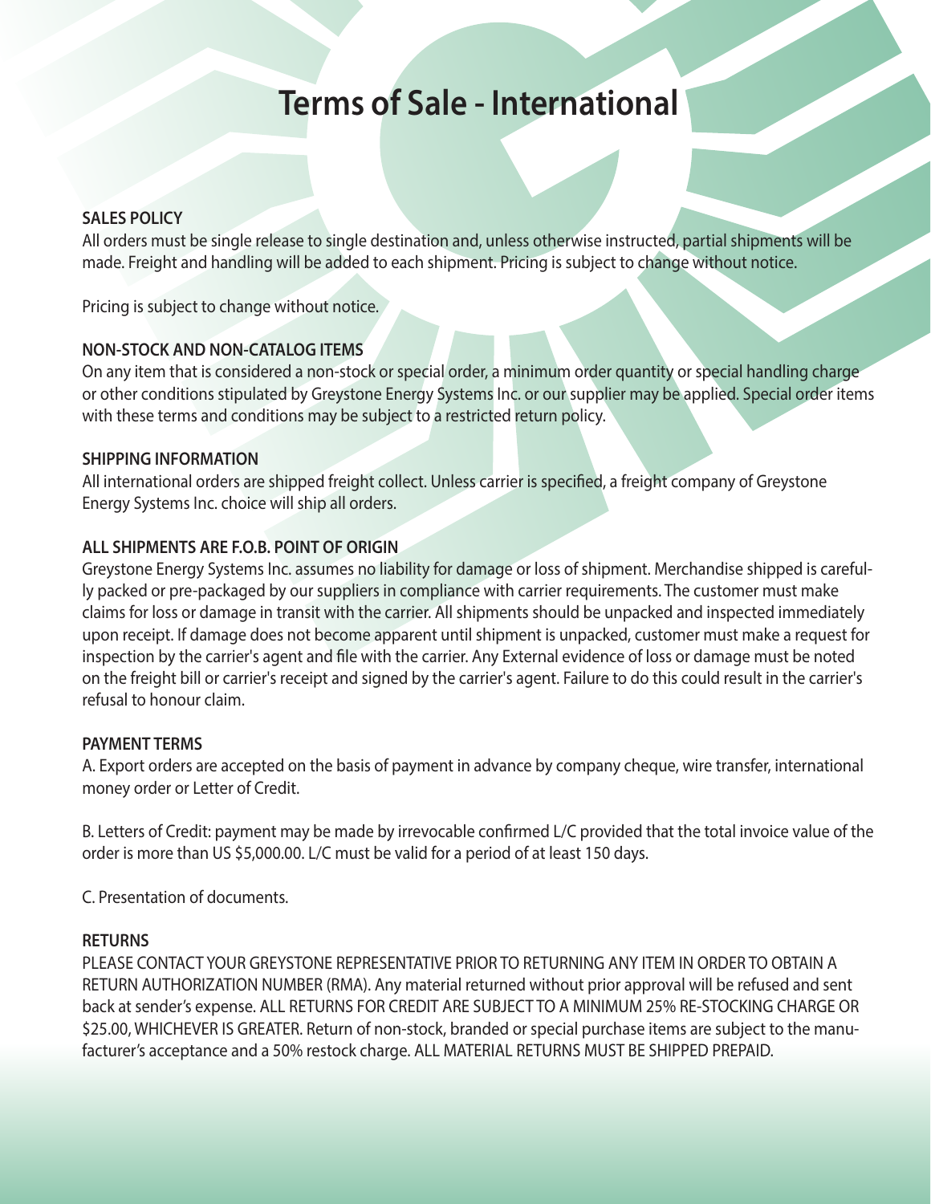# Terms of Sale - International

**SALES POLICY**

All orders must be single release to single destination and, unless otherwise instructed, partial shipments will be made. Freight and handling will be added to each shipment. Pricing is subject to change without notice.

Pricing is subject to change without notice.

**NON-STOCK AND NON-CATALOG ITEMS**

On any item that is considered a non-stock or special order, a minimum order quantity or special handling charge or other conditions stipulated by Greystone Energy Systems Inc. or our supplier may be applied. Special order items with these terms and conditions may be subject to a restricted return policy.

**SHIPPING INFORMATION**

All international orders are shipped freight collect. Unless carrier is specified, a freight company of Greystone Energy Systems Inc. choice will ship all orders.

**ALL SHIPMENTS ARE F.O.B. POINT OF ORIGIN**

Greystone Energy Systems Inc. assumes no liability for damage or loss of shipment. Merchandise shipped is carefully packed or pre-packaged by our suppliers in compliance with carrier requirements. The customer must make claims for loss or damage in transit with the carrier. All shipments should be unpacked and inspected immediately upon receipt. If damage does not become apparent until shipment is unpacked, customer must make a request for inspection by the carrier's agent and file with the carrier. Any External evidence of loss or damage must be noted on the freight bill or carrier's receipt and signed by the carrier's agent. Failure to do this could result in the carrier's refusal to honour claim.

**PAYMENT TERMS**

A. Export orders are accepted on the basis of payment in advance by company cheque, wire transfer, international money order or Letter of Credit.

B. Letters of Credit: payment may be made by irrevocable confirmed L/C provided that the total invoice value of the order is more than US $5,000.00. L/C must be valid for a period of at least 150 days.

C. Presentation of documents.

**RETURNS**

PLEASE CONTACT YOUR GREYSTONE REPRESENTATIVE PRIOR TO RETURNING ANY ITEM IN ORDER TO OBTAIN A RETURN AUTHORIZATION NUMBER (RMA). Any material returned without prior approval will be refused and sent back at sender's expense. ALL RETURNS FOR CREDIT ARE SUBJECT TO A MINIMUM 25% RE-STOCKING CHARGE OR $25.00, WHICHEVER IS GREATER. Return of non-stock, branded or special purchase items are subject to the manufacturer's acceptance and a 50% restock charge. ALL MATERIAL RETURNS MUST BE SHIPPED PREPAID.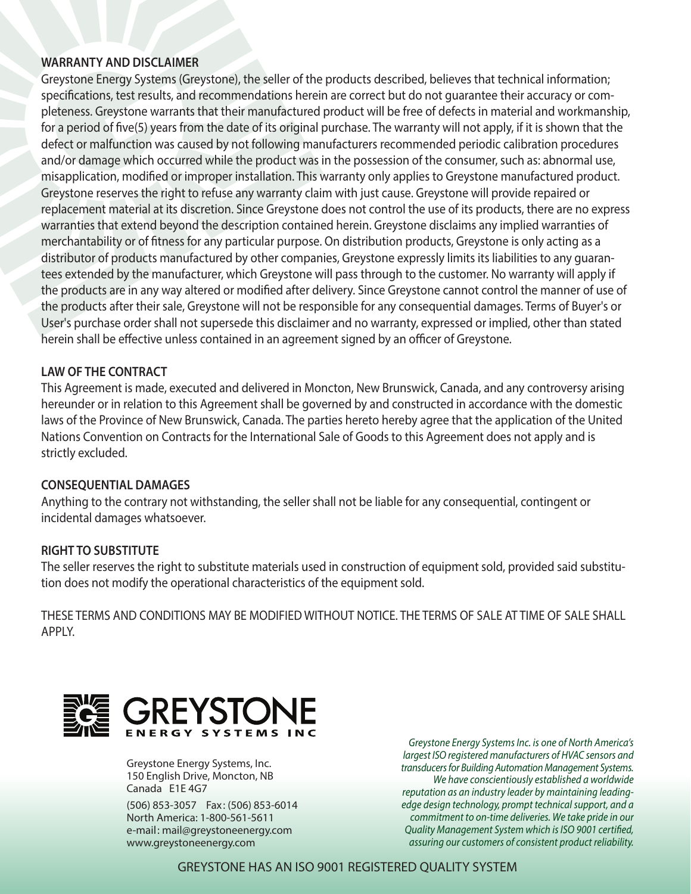## WARRANTY AND DISCLAIMER

Greystone Energy Systems (Greystone), the seller of the products described, believes that technical information; specifications, test results, and recommendations herein are correct but do not guarantee their accuracy or completeness. Greystone warrants that their manufactured product will be free of defects in material and workmanship, for a period of five(5) years from the date of its original purchase. The warranty will not apply, if it is shown that the defect or malfunction was caused by not following manufacturers recommended periodic calibration procedures and/or damage which occurred while the product was in the possession of the consumer, such as: abnormal use, misapplication, modified or improper installation. This warranty only applies to Greystone manufactured product. Greystone reserves the right to refuse any warranty claim with just cause. Greystone will provide repaired or replacement material at its discretion. Since Greystone does not control the use of its products, there are no express warranties that extend beyond the description contained herein. Greystone disclaims any implied warranties of merchantability or of fitness for any particular purpose. On distribution products, Greystone is only acting as a distributor of products manufactured by other companies, Greystone expressly limits its liabilities to any guarantees extended by the manufacturer, which Greystone will pass through to the customer. No warranty will apply if the products are in any way altered or modified after delivery. Since Greystone cannot control the manner of use of the products after their sale, Greystone will not be responsible for any consequential damages. Terms of Buyer's or User's purchase order shall not supersede this disclaimer and no warranty, expressed or implied, other than stated herein shall be effective unless contained in an agreement signed by an officer of Greystone.

## LAW OF THE CONTRACT

This Agreement is made, executed and delivered in Moncton, New Brunswick, Canada, and any controversy arising hereunder or in relation to this Agreement shall be governed by and constructed in accordance with the domestic laws of the Province of New Brunswick, Canada. The parties hereto hereby agree that the application of the United Nations Convention on Contracts for the International Sale of Goods to this Agreement does not apply and is strictly excluded.

## CONSEQUENTIAL DAMAGES

Anything to the contrary not withstanding, the seller shall not be liable for any consequential, contingent or incidental damages whatsoever.

## RIGHT TO SUBSTITUTE

The seller reserves the right to substitute materials used in construction of equipment sold, provided said substitution does not modify the operational characteristics of the equipment sold.

THESE TERMS AND CONDITIONS MAY BE MODIFIED WITHOUT NOTICE. THE TERMS OF SALE AT TIME OF SALE SHALL APPLY.

GREYSTONE ENERGY SYSTEMS INC

Greystone Energy Systems, Inc.
150 English Drive, Moncton, NB
Canada E1E 4G7

(506) 853-3057 Fax: (506) 853-6014
North America: 1-800-561-5611
e-mail: mail@greystoneenergy.com
www.greystoneenergy.com

*Greystone Energy Systems Inc. is one of North America's largest ISO registered manufacturers of HVAC sensors and transducers for Building Automation Management Systems. We have conscientiously established a worldwide reputation as an industry leader by maintaining leading-edge design technology, prompt technical support, and a commitment to on-time deliveries. We take pride in our Quality Management System which is ISO 9001 certified, assuring our customers of consistent product reliability.*

GREYSTONE HAS AN ISO 9001 REGISTERED QUALITY SYSTEM